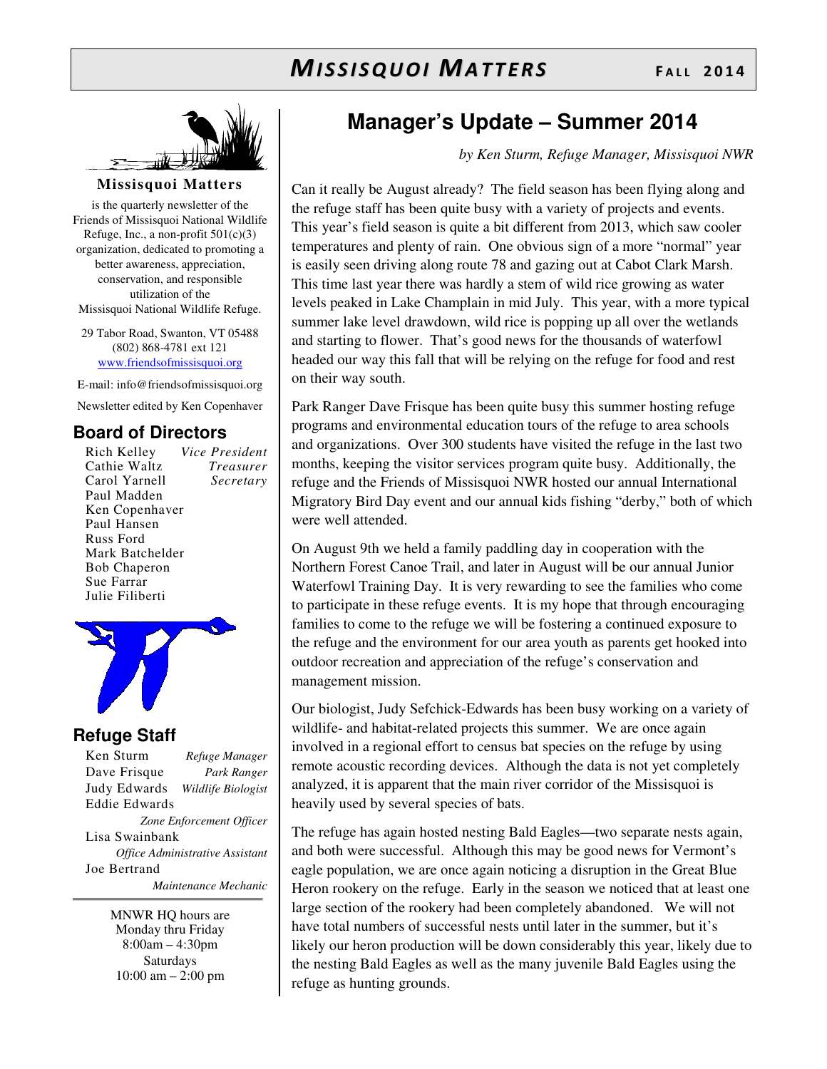# *MISSISQUOI MATTERS* FALL 2014

**Missisquoi Matters**

is the quarterly newsletter of the Friends of Missisquoi National Wildlife Refuge, Inc., a non-profit 501(c)(3) organization, dedicated to promoting a better awareness, appreciation, conservation, and responsible utilization of the Missisquoi National Wildlife Refuge.

29 Tabor Road, Swanton, VT 05488
(802) 868-4781 ext 121
www.friendsofmissisquoi.org

E-mail: info@friendsofmissisquoi.org

Newsletter edited by Ken Copenhaver

## Board of Directors

| | |
|---|---|
| Rich Kelley | *Vice President* |
| Cathie Waltz | *Treasurer* |
| Carol Yarnell | *Secretary* |
| Paul Madden | |
| Ken Copenhaver | |
| Paul Hansen | |
| Russ Ford | |
| Mark Batchelder | |
| Bob Chaperon | |
| Sue Farrar | |
| Julie Filiberti | |

## Refuge Staff

| | |
|---|---|
| Ken Sturm | *Refuge Manager* |
| Dave Frisque | *Park Ranger* |
| Judy Edwards | *Wildlife Biologist* |
| Eddie Edwards | *Zone Enforcement Officer* |
| Lisa Swainbank | *Office Administrative Assistant* |
| Joe Bertrand | *Maintenance Mechanic* |

MNWR HQ hours are
Monday thru Friday
8:00am – 4:30pm
Saturdays
10:00 am – 2:00 pm

# Manager's Update – Summer 2014

*by Ken Sturm, Refuge Manager, Missisquoi NWR*

Can it really be August already? The field season has been flying along and the refuge staff has been quite busy with a variety of projects and events. This year's field season is quite a bit different from 2013, which saw cooler temperatures and plenty of rain. One obvious sign of a more "normal" year is easily seen driving along route 78 and gazing out at Cabot Clark Marsh. This time last year there was hardly a stem of wild rice growing as water levels peaked in Lake Champlain in mid July. This year, with a more typical summer lake level drawdown, wild rice is popping up all over the wetlands and starting to flower. That's good news for the thousands of waterfowl headed our way this fall that will be relying on the refuge for food and rest on their way south.

Park Ranger Dave Frisque has been quite busy this summer hosting refuge programs and environmental education tours of the refuge to area schools and organizations. Over 300 students have visited the refuge in the last two months, keeping the visitor services program quite busy. Additionally, the refuge and the Friends of Missisquoi NWR hosted our annual International Migratory Bird Day event and our annual kids fishing "derby," both of which were well attended.

On August 9th we held a family paddling day in cooperation with the Northern Forest Canoe Trail, and later in August will be our annual Junior Waterfowl Training Day. It is very rewarding to see the families who come to participate in these refuge events. It is my hope that through encouraging families to come to the refuge we will be fostering a continued exposure to the refuge and the environment for our area youth as parents get hooked into outdoor recreation and appreciation of the refuge's conservation and management mission.

Our biologist, Judy Sefchick-Edwards has been busy working on a variety of wildlife- and habitat-related projects this summer. We are once again involved in a regional effort to census bat species on the refuge by using remote acoustic recording devices. Although the data is not yet completely analyzed, it is apparent that the main river corridor of the Missisquoi is heavily used by several species of bats.

The refuge has again hosted nesting Bald Eagles—two separate nests again, and both were successful. Although this may be good news for Vermont's eagle population, we are once again noticing a disruption in the Great Blue Heron rookery on the refuge. Early in the season we noticed that at least one large section of the rookery had been completely abandoned. We will not have total numbers of successful nests until later in the summer, but it's likely our heron production will be down considerably this year, likely due to the nesting Bald Eagles as well as the many juvenile Bald Eagles using the refuge as hunting grounds.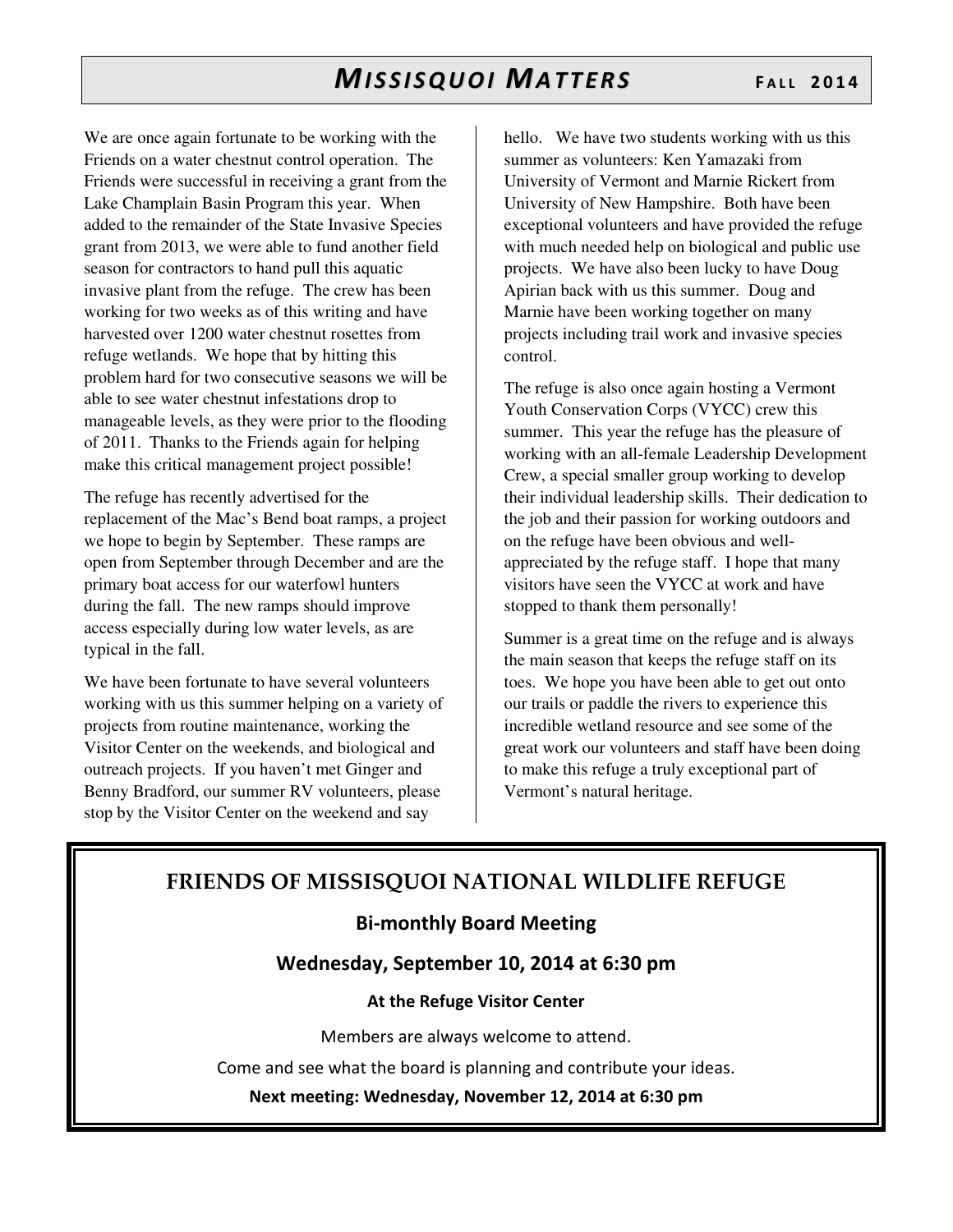We are once again fortunate to be working with the Friends on a water chestnut control operation. The Friends were successful in receiving a grant from the Lake Champlain Basin Program this year. When added to the remainder of the State Invasive Species grant from 2013, we were able to fund another field season for contractors to hand pull this aquatic invasive plant from the refuge. The crew has been working for two weeks as of this writing and have harvested over 1200 water chestnut rosettes from refuge wetlands. We hope that by hitting this problem hard for two consecutive seasons we will be able to see water chestnut infestations drop to manageable levels, as they were prior to the flooding of 2011. Thanks to the Friends again for helping make this critical management project possible!

The refuge has recently advertised for the replacement of the Mac's Bend boat ramps, a project we hope to begin by September. These ramps are open from September through December and are the primary boat access for our waterfowl hunters during the fall. The new ramps should improve access especially during low water levels, as are typical in the fall.

We have been fortunate to have several volunteers working with us this summer helping on a variety of projects from routine maintenance, working the Visitor Center on the weekends, and biological and outreach projects. If you haven't met Ginger and Benny Bradford, our summer RV volunteers, please stop by the Visitor Center on the weekend and say hello. We have two students working with us this summer as volunteers: Ken Yamazaki from University of Vermont and Marnie Rickert from University of New Hampshire. Both have been exceptional volunteers and have provided the refuge with much needed help on biological and public use projects. We have also been lucky to have Doug Apirian back with us this summer. Doug and Marnie have been working together on many projects including trail work and invasive species control.

The refuge is also once again hosting a Vermont Youth Conservation Corps (VYCC) crew this summer. This year the refuge has the pleasure of working with an all-female Leadership Development Crew, a special smaller group working to develop their individual leadership skills. Their dedication to the job and their passion for working outdoors and on the refuge have been obvious and well-appreciated by the refuge staff. I hope that many visitors have seen the VYCC at work and have stopped to thank them personally!

Summer is a great time on the refuge and is always the main season that keeps the refuge staff on its toes. We hope you have been able to get out onto our trails or paddle the rivers to experience this incredible wetland resource and see some of the great work our volunteers and staff have been doing to make this refuge a truly exceptional part of Vermont's natural heritage.

## FRIENDS OF MISSISQUOI NATIONAL WILDLIFE REFUGE

### Bi-monthly Board Meeting

### Wednesday, September 10, 2014 at 6:30 pm

**At the Refuge Visitor Center**

Members are always welcome to attend.

Come and see what the board is planning and contribute your ideas.

**Next meeting: Wednesday, November 12, 2014 at 6:30 pm**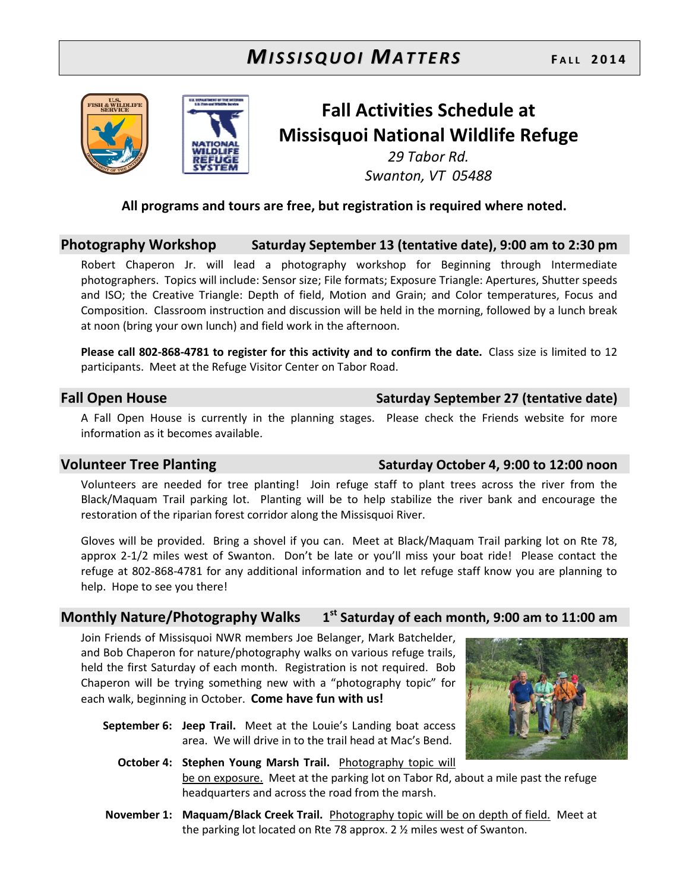# Fall Activities Schedule at Missisquoi National Wildlife Refuge

*29 Tabor Rd.*
*Swanton, VT 05488*

**All programs and tours are free, but registration is required where noted.**

## Photography Workshop — Saturday September 13 (tentative date), 9:00 am to 2:30 pm

Robert Chaperon Jr. will lead a photography workshop for Beginning through Intermediate photographers. Topics will include: Sensor size; File formats; Exposure Triangle: Apertures, Shutter speeds and ISO; the Creative Triangle: Depth of field, Motion and Grain; and Color temperatures, Focus and Composition. Classroom instruction and discussion will be held in the morning, followed by a lunch break at noon (bring your own lunch) and field work in the afternoon.

**Please call 802-868-4781 to register for this activity and to confirm the date.** Class size is limited to 12 participants. Meet at the Refuge Visitor Center on Tabor Road.

## Fall Open House — Saturday September 27 (tentative date)

A Fall Open House is currently in the planning stages. Please check the Friends website for more information as it becomes available.

## Volunteer Tree Planting — Saturday October 4, 9:00 to 12:00 noon

Volunteers are needed for tree planting! Join refuge staff to plant trees across the river from the Black/Maquam Trail parking lot. Planting will be to help stabilize the river bank and encourage the restoration of the riparian forest corridor along the Missisquoi River.

Gloves will be provided. Bring a shovel if you can. Meet at Black/Maquam Trail parking lot on Rte 78, approx 2-1/2 miles west of Swanton. Don't be late or you'll miss your boat ride! Please contact the refuge at 802-868-4781 for any additional information and to let refuge staff know you are planning to help. Hope to see you there!

## Monthly Nature/Photography Walks — 1st Saturday of each month, 9:00 am to 11:00 am

Join Friends of Missisquoi NWR members Joe Belanger, Mark Batchelder, and Bob Chaperon for nature/photography walks on various refuge trails, held the first Saturday of each month. Registration is not required. Bob Chaperon will be trying something new with a "photography topic" for each walk, beginning in October. **Come have fun with us!**

**September 6:** **Jeep Trail.** Meet at the Louie's Landing boat access area. We will drive in to the trail head at Mac's Bend.

**October 4:** **Stephen Young Marsh Trail.** Photography topic will be on exposure. Meet at the parking lot on Tabor Rd, about a mile past the refuge headquarters and across the road from the marsh.

**November 1:** **Maquam/Black Creek Trail.** Photography topic will be on depth of field. Meet at the parking lot located on Rte 78 approx. 2 ½ miles west of Swanton.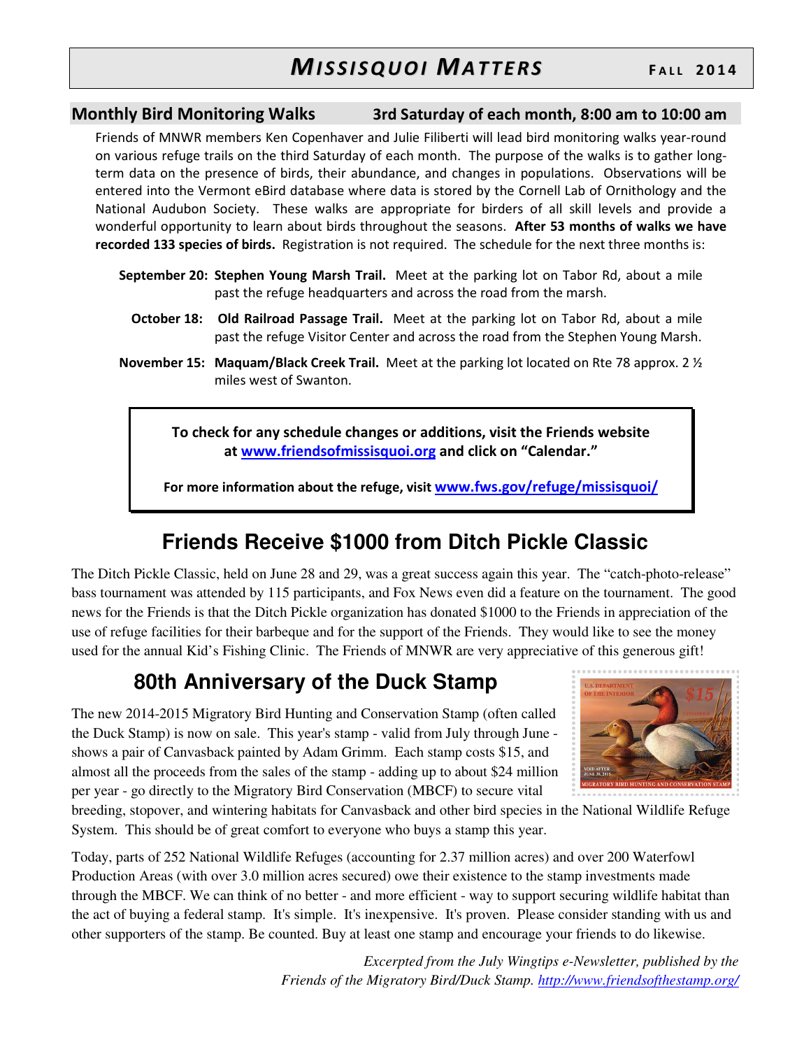## Monthly Bird Monitoring Walks — 3rd Saturday of each month, 8:00 am to 10:00 am

Friends of MNWR members Ken Copenhaver and Julie Filiberti will lead bird monitoring walks year-round on various refuge trails on the third Saturday of each month. The purpose of the walks is to gather long-term data on the presence of birds, their abundance, and changes in populations. Observations will be entered into the Vermont eBird database where data is stored by the Cornell Lab of Ornithology and the National Audubon Society. These walks are appropriate for birders of all skill levels and provide a wonderful opportunity to learn about birds throughout the seasons. **After 53 months of walks we have recorded 133 species of birds.** Registration is not required. The schedule for the next three months is:

**September 20:** **Stephen Young Marsh Trail.** Meet at the parking lot on Tabor Rd, about a mile past the refuge headquarters and across the road from the marsh.

**October 18:** **Old Railroad Passage Trail.** Meet at the parking lot on Tabor Rd, about a mile past the refuge Visitor Center and across the road from the Stephen Young Marsh.

**November 15:** **Maquam/Black Creek Trail.** Meet at the parking lot located on Rte 78 approx. 2 ½ miles west of Swanton.

**To check for any schedule changes or additions, visit the Friends website at www.friendsofmissisquoi.org and click on "Calendar."**

**For more information about the refuge, visit www.fws.gov/refuge/missisquoi/**

## Friends Receive $1000 from Ditch Pickle Classic

The Ditch Pickle Classic, held on June 28 and 29, was a great success again this year. The "catch-photo-release" bass tournament was attended by 115 participants, and Fox News even did a feature on the tournament. The good news for the Friends is that the Ditch Pickle organization has donated $1000 to the Friends in appreciation of the use of refuge facilities for their barbeque and for the support of the Friends. They would like to see the money used for the annual Kid's Fishing Clinic. The Friends of MNWR are very appreciative of this generous gift!

## 80th Anniversary of the Duck Stamp

The new 2014-2015 Migratory Bird Hunting and Conservation Stamp (often called the Duck Stamp) is now on sale. This year's stamp - valid from July through June - shows a pair of Canvasback painted by Adam Grimm. Each stamp costs $15, and almost all the proceeds from the sales of the stamp - adding up to about $24 million per year - go directly to the Migratory Bird Conservation (MBCF) to secure vital breeding, stopover, and wintering habitats for Canvasback and other bird species in the National Wildlife Refuge System. This should be of great comfort to everyone who buys a stamp this year.

Today, parts of 252 National Wildlife Refuges (accounting for 2.37 million acres) and over 200 Waterfowl Production Areas (with over 3.0 million acres secured) owe their existence to the stamp investments made through the MBCF. We can think of no better - and more efficient - way to support securing wildlife habitat than the act of buying a federal stamp. It's simple. It's inexpensive. It's proven. Please consider standing with us and other supporters of the stamp. Be counted. Buy at least one stamp and encourage your friends to do likewise.

*Excerpted from the July Wingtips e-Newsletter, published by the Friends of the Migratory Bird/Duck Stamp.* http://www.friendsofthestamp.org/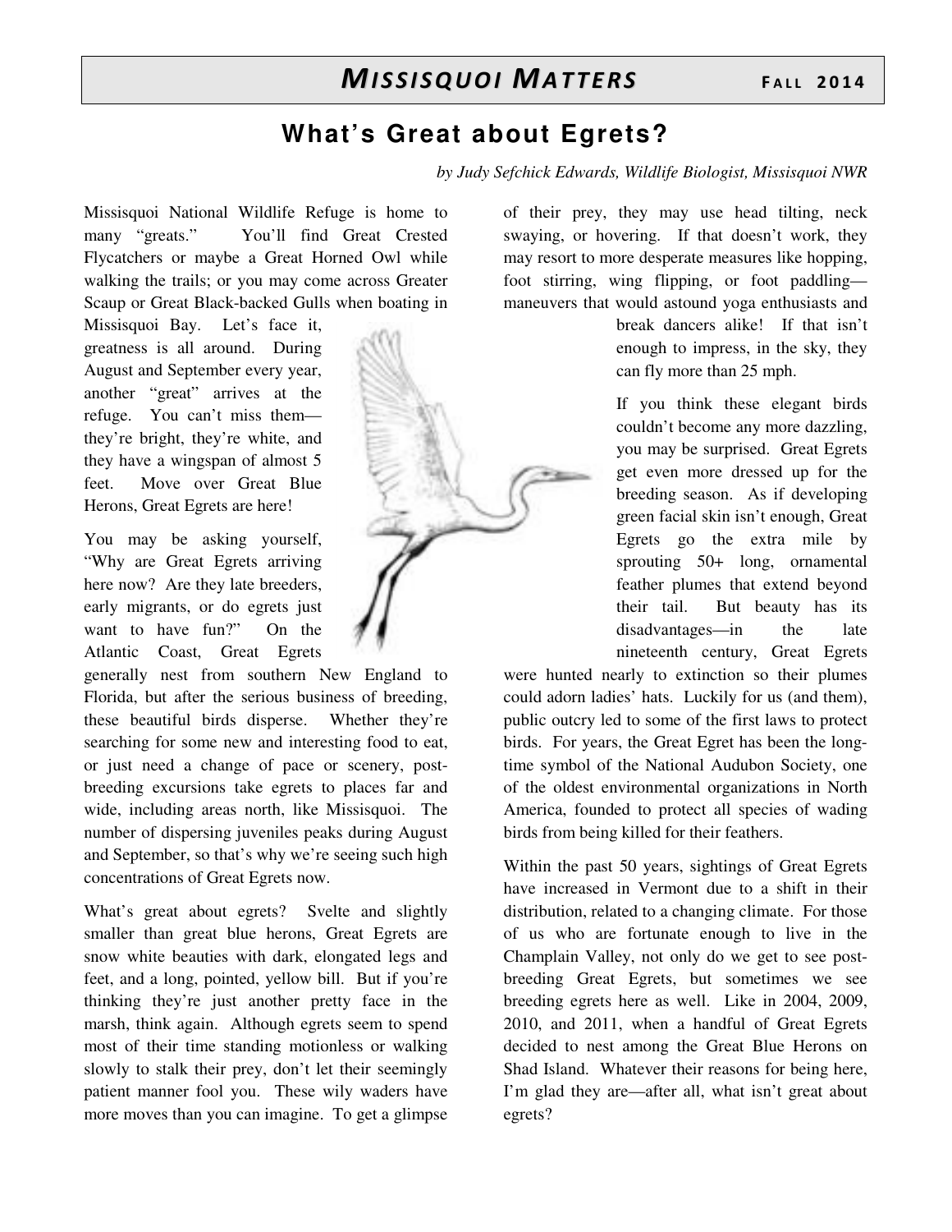# What's Great about Egrets?

*by Judy Sefchick Edwards, Wildlife Biologist, Missisquoi NWR*

Missisquoi National Wildlife Refuge is home to many "greats." You'll find Great Crested Flycatchers or maybe a Great Horned Owl while walking the trails; or you may come across Greater Scaup or Great Black-backed Gulls when boating in Missisquoi Bay. Let's face it, greatness is all around. During August and September every year, another "great" arrives at the refuge. You can't miss them—they're bright, they're white, and they have a wingspan of almost 5 feet. Move over Great Blue Herons, Great Egrets are here!

You may be asking yourself, "Why are Great Egrets arriving here now? Are they late breeders, early migrants, or do egrets just want to have fun?" On the Atlantic Coast, Great Egrets generally nest from southern New England to Florida, but after the serious business of breeding, these beautiful birds disperse. Whether they're searching for some new and interesting food to eat, or just need a change of pace or scenery, post-breeding excursions take egrets to places far and wide, including areas north, like Missisquoi. The number of dispersing juveniles peaks during August and September, so that's why we're seeing such high concentrations of Great Egrets now.

What's great about egrets? Svelte and slightly smaller than great blue herons, Great Egrets are snow white beauties with dark, elongated legs and feet, and a long, pointed, yellow bill. But if you're thinking they're just another pretty face in the marsh, think again. Although egrets seem to spend most of their time standing motionless or walking slowly to stalk their prey, don't let their seemingly patient manner fool you. These wily waders have more moves than you can imagine. To get a glimpse of their prey, they may use head tilting, neck swaying, or hovering. If that doesn't work, they may resort to more desperate measures like hopping, foot stirring, wing flipping, or foot paddling—maneuvers that would astound yoga enthusiasts and break dancers alike! If that isn't enough to impress, in the sky, they can fly more than 25 mph.

If you think these elegant birds couldn't become any more dazzling, you may be surprised. Great Egrets get even more dressed up for the breeding season. As if developing green facial skin isn't enough, Great Egrets go the extra mile by sprouting 50+ long, ornamental feather plumes that extend beyond their tail. But beauty has its disadvantages—in the late nineteenth century, Great Egrets were hunted nearly to extinction so their plumes could adorn ladies' hats. Luckily for us (and them), public outcry led to some of the first laws to protect birds. For years, the Great Egret has been the long-time symbol of the National Audubon Society, one of the oldest environmental organizations in North America, founded to protect all species of wading birds from being killed for their feathers.

Within the past 50 years, sightings of Great Egrets have increased in Vermont due to a shift in their distribution, related to a changing climate. For those of us who are fortunate enough to live in the Champlain Valley, not only do we get to see post-breeding Great Egrets, but sometimes we see breeding egrets here as well. Like in 2004, 2009, 2010, and 2011, when a handful of Great Egrets decided to nest among the Great Blue Herons on Shad Island. Whatever their reasons for being here, I'm glad they are—after all, what isn't great about egrets?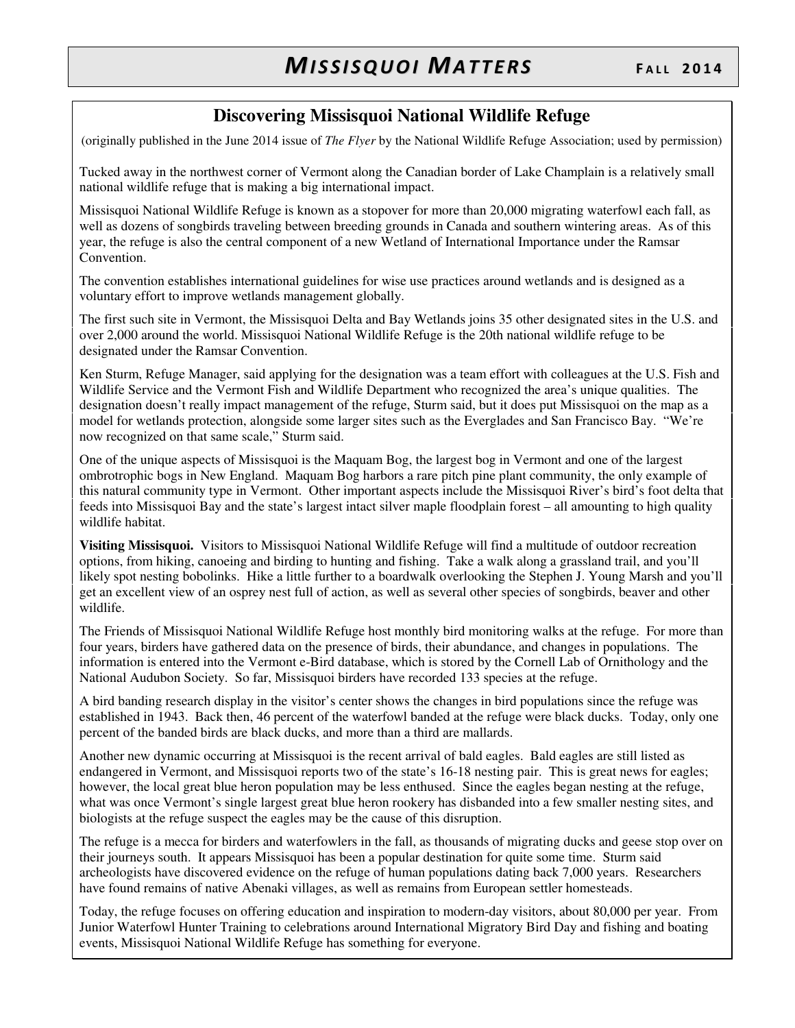## Discovering Missisquoi National Wildlife Refuge

(originally published in the June 2014 issue of *The Flyer* by the National Wildlife Refuge Association; used by permission)

Tucked away in the northwest corner of Vermont along the Canadian border of Lake Champlain is a relatively small national wildlife refuge that is making a big international impact.

Missisquoi National Wildlife Refuge is known as a stopover for more than 20,000 migrating waterfowl each fall, as well as dozens of songbirds traveling between breeding grounds in Canada and southern wintering areas. As of this year, the refuge is also the central component of a new Wetland of International Importance under the Ramsar Convention.

The convention establishes international guidelines for wise use practices around wetlands and is designed as a voluntary effort to improve wetlands management globally.

The first such site in Vermont, the Missisquoi Delta and Bay Wetlands joins 35 other designated sites in the U.S. and over 2,000 around the world. Missisquoi National Wildlife Refuge is the 20th national wildlife refuge to be designated under the Ramsar Convention.

Ken Sturm, Refuge Manager, said applying for the designation was a team effort with colleagues at the U.S. Fish and Wildlife Service and the Vermont Fish and Wildlife Department who recognized the area's unique qualities. The designation doesn't really impact management of the refuge, Sturm said, but it does put Missisquoi on the map as a model for wetlands protection, alongside some larger sites such as the Everglades and San Francisco Bay. "We're now recognized on that same scale," Sturm said.

One of the unique aspects of Missisquoi is the Maquam Bog, the largest bog in Vermont and one of the largest ombrotrophic bogs in New England. Maquam Bog harbors a rare pitch pine plant community, the only example of this natural community type in Vermont. Other important aspects include the Missisquoi River's bird's foot delta that feeds into Missisquoi Bay and the state's largest intact silver maple floodplain forest – all amounting to high quality wildlife habitat.

**Visiting Missisquoi.** Visitors to Missisquoi National Wildlife Refuge will find a multitude of outdoor recreation options, from hiking, canoeing and birding to hunting and fishing. Take a walk along a grassland trail, and you'll likely spot nesting bobolinks. Hike a little further to a boardwalk overlooking the Stephen J. Young Marsh and you'll get an excellent view of an osprey nest full of action, as well as several other species of songbirds, beaver and other wildlife.

The Friends of Missisquoi National Wildlife Refuge host monthly bird monitoring walks at the refuge. For more than four years, birders have gathered data on the presence of birds, their abundance, and changes in populations. The information is entered into the Vermont e-Bird database, which is stored by the Cornell Lab of Ornithology and the National Audubon Society. So far, Missisquoi birders have recorded 133 species at the refuge.

A bird banding research display in the visitor's center shows the changes in bird populations since the refuge was established in 1943. Back then, 46 percent of the waterfowl banded at the refuge were black ducks. Today, only one percent of the banded birds are black ducks, and more than a third are mallards.

Another new dynamic occurring at Missisquoi is the recent arrival of bald eagles. Bald eagles are still listed as endangered in Vermont, and Missisquoi reports two of the state's 16-18 nesting pair. This is great news for eagles; however, the local great blue heron population may be less enthused. Since the eagles began nesting at the refuge, what was once Vermont's single largest great blue heron rookery has disbanded into a few smaller nesting sites, and biologists at the refuge suspect the eagles may be the cause of this disruption.

The refuge is a mecca for birders and waterfowlers in the fall, as thousands of migrating ducks and geese stop over on their journeys south. It appears Missisquoi has been a popular destination for quite some time. Sturm said archeologists have discovered evidence on the refuge of human populations dating back 7,000 years. Researchers have found remains of native Abenaki villages, as well as remains from European settler homesteads.

Today, the refuge focuses on offering education and inspiration to modern-day visitors, about 80,000 per year. From Junior Waterfowl Hunter Training to celebrations around International Migratory Bird Day and fishing and boating events, Missisquoi National Wildlife Refuge has something for everyone.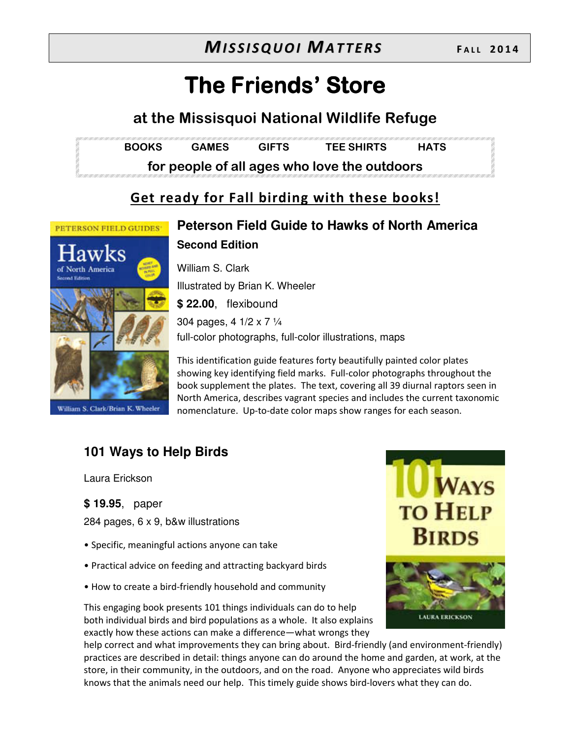# The Friends' Store

## at the Missisquoi National Wildlife Refuge

**BOOKS GAMES GIFTS TEE SHIRTS HATS**

**for people of all ages who love the outdoors**

## Get ready for Fall birding with these books!

### Peterson Field Guide to Hawks of North America

**Second Edition**

William S. Clark

Illustrated by Brian K. Wheeler

**$ 22.00**, flexibound

304 pages, 4 1/2 x 7 ¼

full-color photographs, full-color illustrations, maps

This identification guide features forty beautifully painted color plates showing key identifying field marks. Full-color photographs throughout the book supplement the plates. The text, covering all 39 diurnal raptors seen in North America, describes vagrant species and includes the current taxonomic nomenclature. Up-to-date color maps show ranges for each season.

### 101 Ways to Help Birds

Laura Erickson

**$ 19.95**, paper

284 pages, 6 x 9, b&w illustrations

- Specific, meaningful actions anyone can take
- Practical advice on feeding and attracting backyard birds
- How to create a bird-friendly household and community

This engaging book presents 101 things individuals can do to help both individual birds and bird populations as a whole. It also explains exactly how these actions can make a difference—what wrongs they help correct and what improvements they can bring about. Bird-friendly (and environment-friendly) practices are described in detail: things anyone can do around the home and garden, at work, at the store, in their community, in the outdoors, and on the road. Anyone who appreciates wild birds knows that the animals need our help. This timely guide shows bird-lovers what they can do.